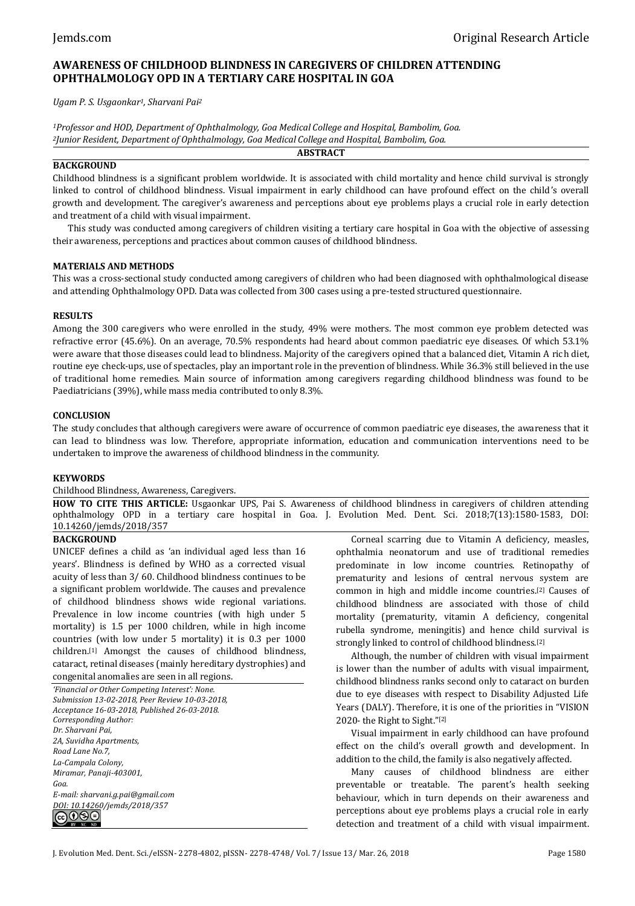# AWARENESS OF CHILDHOOD BLINDNESS IN CAREGIVERS OF CHILDREN ATTENDING OPHTHALMOLOGY OPD IN A TERTIARY CARE HOSPITAL IN GOA

*Ugam P. S. Usgaonkar[1], Sharvani Pai[2]*

*[1]Professor and HOD, Department of Ophthalmology, Goa Medical College and Hospital, Bambolim, Goa.*
*[2]Junior Resident, Department of Ophthalmology, Goa Medical College and Hospital, Bambolim, Goa.*

## ABSTRACT

### BACKGROUND

Childhood blindness is a significant problem worldwide. It is associated with child mortality and hence child survival is strongly linked to control of childhood blindness. Visual impairment in early childhood can have profound effect on the child's overall growth and development. The caregiver's awareness and perceptions about eye problems plays a crucial role in early detection and treatment of a child with visual impairment.

This study was conducted among caregivers of children visiting a tertiary care hospital in Goa with the objective of assessing their awareness, perceptions and practices about common causes of childhood blindness.

### MATERIALS AND METHODS

This was a cross-sectional study conducted among caregivers of children who had been diagnosed with ophthalmological disease and attending Ophthalmology OPD. Data was collected from 300 cases using a pre-tested structured questionnaire.

### RESULTS

Among the 300 caregivers who were enrolled in the study, 49% were mothers. The most common eye problem detected was refractive error (45.6%). On an average, 70.5% respondents had heard about common paediatric eye diseases. Of which 53.1% were aware that those diseases could lead to blindness. Majority of the caregivers opined that a balanced diet, Vitamin A rich diet, routine eye check-ups, use of spectacles, play an important role in the prevention of blindness. While 36.3% still believed in the use of traditional home remedies. Main source of information among caregivers regarding childhood blindness was found to be Paediatricians (39%), while mass media contributed to only 8.3%.

### CONCLUSION

The study concludes that although caregivers were aware of occurrence of common paediatric eye diseases, the awareness that it can lead to blindness was low. Therefore, appropriate information, education and communication interventions need to be undertaken to improve the awareness of childhood blindness in the community.

### KEYWORDS

Childhood Blindness, Awareness, Caregivers.

**HOW TO CITE THIS ARTICLE:** Usgaonkar UPS, Pai S. Awareness of childhood blindness in caregivers of children attending ophthalmology OPD in a tertiary care hospital in Goa. J. Evolution Med. Dent. Sci. 2018;7(13):1580-1583, DOI: 10.14260/jemds/2018/357

## BACKGROUND

UNICEF defines a child as 'an individual aged less than 16 years'. Blindness is defined by WHO as a corrected visual acuity of less than 3/ 60. Childhood blindness continues to be a significant problem worldwide. The causes and prevalence of childhood blindness shows wide regional variations. Prevalence in low income countries (with high under 5 mortality) is 1.5 per 1000 children, while in high income countries (with low under 5 mortality) it is 0.3 per 1000 children.[1] Amongst the causes of childhood blindness, cataract, retinal diseases (mainly hereditary dystrophies) and congenital anomalies are seen in all regions.

*'Financial or Other Competing Interest': None.*
*Submission 13-02-2018, Peer Review 10-03-2018, Acceptance 16-03-2018, Published 26-03-2018.*
*Corresponding Author:*
*Dr. Sharvani Pai,*
*2A, Suvidha Apartments,*
*Road Lane No.7,*
*La-Campala Colony,*
*Miramar, Panaji-403001,*
*Goa.*
*E-mail: sharvani.g.pai@gmail.com*
*DOI: 10.14260/jemds/2018/357*

Corneal scarring due to Vitamin A deficiency, measles, ophthalmia neonatorum and use of traditional remedies predominate in low income countries. Retinopathy of prematurity and lesions of central nervous system are common in high and middle income countries.[2] Causes of childhood blindness are associated with those of child mortality (prematurity, vitamin A deficiency, congenital rubella syndrome, meningitis) and hence child survival is strongly linked to control of childhood blindness.[2]

Although, the number of children with visual impairment is lower than the number of adults with visual impairment, childhood blindness ranks second only to cataract on burden due to eye diseases with respect to Disability Adjusted Life Years (DALY). Therefore, it is one of the priorities in "VISION 2020- the Right to Sight."[2]

Visual impairment in early childhood can have profound effect on the child's overall growth and development. In addition to the child, the family is also negatively affected.

Many causes of childhood blindness are either preventable or treatable. The parent's health seeking behaviour, which in turn depends on their awareness and perceptions about eye problems plays a crucial role in early detection and treatment of a child with visual impairment.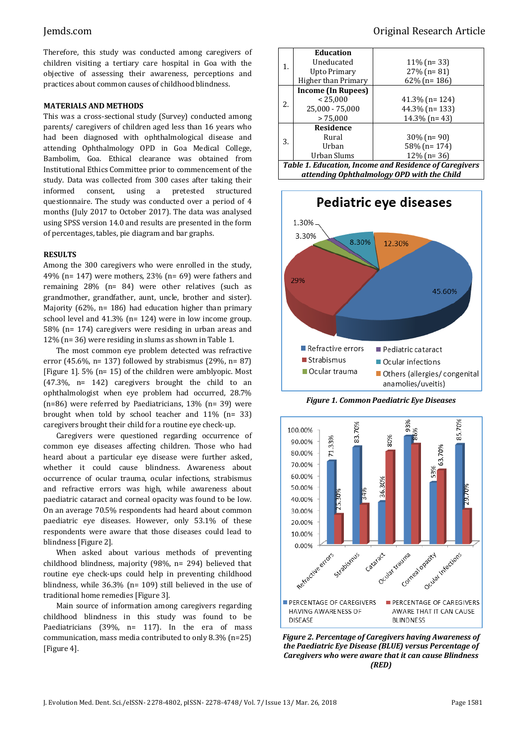Therefore, this study was conducted among caregivers of children visiting a tertiary care hospital in Goa with the objective of assessing their awareness, perceptions and practices about common causes of childhood blindness.

## MATERIALS AND METHODS

This was a cross-sectional study (Survey) conducted among parents/ caregivers of children aged less than 16 years who had been diagnosed with ophthalmological disease and attending Ophthalmology OPD in Goa Medical College, Bambolim, Goa. Ethical clearance was obtained from Institutional Ethics Committee prior to commencement of the study. Data was collected from 300 cases after taking their informed consent, using a pretested structured questionnaire. The study was conducted over a period of 4 months (July 2017 to October 2017). The data was analysed using SPSS version 14.0 and results are presented in the form of percentages, tables, pie diagram and bar graphs.

## RESULTS

Among the 300 caregivers who were enrolled in the study, 49% (n= 147) were mothers, 23% (n= 69) were fathers and remaining 28% (n= 84) were other relatives (such as grandmother, grandfather, aunt, uncle, brother and sister). Majority (62%, n= 186) had education higher than primary school level and 41.3% (n= 124) were in low income group. 58% (n= 174) caregivers were residing in urban areas and 12% (n= 36) were residing in slums as shown in Table 1.

The most common eye problem detected was refractive error (45.6%, n= 137) followed by strabismus (29%, n= 87) [Figure 1]. 5% (n= 15) of the children were amblyopic. Most (47.3%, n= 142) caregivers brought the child to an ophthalmologist when eye problem had occurred, 28.7% (n=86) were referred by Paediatricians, 13% (n= 39) were brought when told by school teacher and 11% (n= 33) caregivers brought their child for a routine eye check-up.

Caregivers were questioned regarding occurrence of common eye diseases affecting children. Those who had heard about a particular eye disease were further asked, whether it could cause blindness. Awareness about occurrence of ocular trauma, ocular infections, strabismus and refractive errors was high, while awareness about paediatric cataract and corneal opacity was found to be low. On an average 70.5% respondents had heard about common paediatric eye diseases. However, only 53.1% of these respondents were aware that those diseases could lead to blindness [Figure 2].

When asked about various methods of preventing childhood blindness, majority (98%, n= 294) believed that routine eye check-ups could help in preventing childhood blindness, while 36.3% (n= 109) still believed in the use of traditional home remedies [Figure 3].

Main source of information among caregivers regarding childhood blindness in this study was found to be Paediatricians (39%, n= 117). In the era of mass communication, mass media contributed to only 8.3% (n=25) [Figure 4].

| | | |
|---|---|---|
| 1. | **Education**<br>Uneducated<br>Upto Primary<br>Higher than Primary | <br>11% (n= 33)<br>27% (n= 81)<br>62% (n= 186) |
| 2. | **Income (In Rupees)**<br>< 25,000<br>25,000 - 75,000<br>> 75,000 | <br>41.3% (n= 124)<br>44.3% (n= 133)<br>14.3% (n= 43) |
| 3. | **Residence**<br>Rural<br>Urban<br>Urban Slums | <br>30% (n= 90)<br>58% (n= 174)<br>12% (n= 36) |

***Table 1. Education, Income and Residence of Caregivers attending Ophthalmology OPD with the Child***

***Figure 1. Common Paediatric Eye Diseases***

***Figure 2. Percentage of Caregivers having Awareness of the Paediatric Eye Disease (BLUE) versus Percentage of Caregivers who were aware that it can cause Blindness (RED)***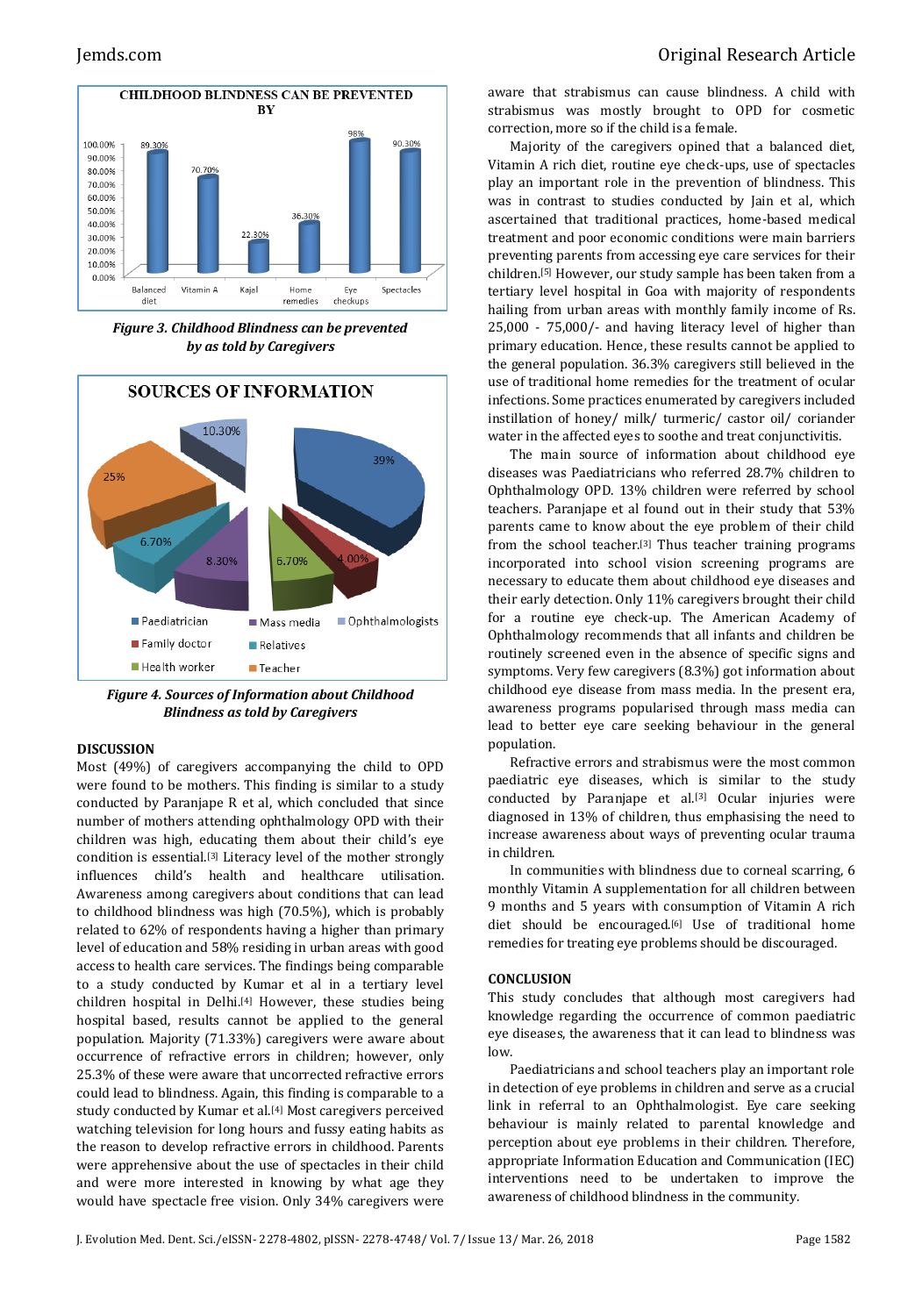Figure 3. Childhood Blindness can be prevented by as told by Caregivers

Figure 4. Sources of Information about Childhood Blindness as told by Caregivers

## DISCUSSION

Most (49%) of caregivers accompanying the child to OPD were found to be mothers. This finding is similar to a study conducted by Paranjape R et al, which concluded that since number of mothers attending ophthalmology OPD with their children was high, educating them about their child's eye condition is essential.[3] Literacy level of the mother strongly influences child's health and healthcare utilisation. Awareness among caregivers about conditions that can lead to childhood blindness was high (70.5%), which is probably related to 62% of respondents having a higher than primary level of education and 58% residing in urban areas with good access to health care services. The findings being comparable to a study conducted by Kumar et al in a tertiary level children hospital in Delhi.[4] However, these studies being hospital based, results cannot be applied to the general population. Majority (71.33%) caregivers were aware about occurrence of refractive errors in children; however, only 25.3% of these were aware that uncorrected refractive errors could lead to blindness. Again, this finding is comparable to a study conducted by Kumar et al.[4] Most caregivers perceived watching television for long hours and fussy eating habits as the reason to develop refractive errors in childhood. Parents were apprehensive about the use of spectacles in their child and were more interested in knowing by what age they would have spectacle free vision. Only 34% caregivers were aware that strabismus can cause blindness. A child with strabismus was mostly brought to OPD for cosmetic correction, more so if the child is a female.

Majority of the caregivers opined that a balanced diet, Vitamin A rich diet, routine eye check-ups, use of spectacles play an important role in the prevention of blindness. This was in contrast to studies conducted by Jain et al, which ascertained that traditional practices, home-based medical treatment and poor economic conditions were main barriers preventing parents from accessing eye care services for their children.[5] However, our study sample has been taken from a tertiary level hospital in Goa with majority of respondents hailing from urban areas with monthly family income of Rs. 25,000 - 75,000/- and having literacy level of higher than primary education. Hence, these results cannot be applied to the general population. 36.3% caregivers still believed in the use of traditional home remedies for the treatment of ocular infections. Some practices enumerated by caregivers included instillation of honey/ milk/ turmeric/ castor oil/ coriander water in the affected eyes to soothe and treat conjunctivitis.

The main source of information about childhood eye diseases was Paediatricians who referred 28.7% children to Ophthalmology OPD. 13% children were referred by school teachers. Paranjape et al found out in their study that 53% parents came to know about the eye problem of their child from the school teacher.[3] Thus teacher training programs incorporated into school vision screening programs are necessary to educate them about childhood eye diseases and their early detection. Only 11% caregivers brought their child for a routine eye check-up. The American Academy of Ophthalmology recommends that all infants and children be routinely screened even in the absence of specific signs and symptoms. Very few caregivers (8.3%) got information about childhood eye disease from mass media. In the present era, awareness programs popularised through mass media can lead to better eye care seeking behaviour in the general population.

Refractive errors and strabismus were the most common paediatric eye diseases, which is similar to the study conducted by Paranjape et al.[3] Ocular injuries were diagnosed in 13% of children, thus emphasising the need to increase awareness about ways of preventing ocular trauma in children.

In communities with blindness due to corneal scarring, 6 monthly Vitamin A supplementation for all children between 9 months and 5 years with consumption of Vitamin A rich diet should be encouraged.[6] Use of traditional home remedies for treating eye problems should be discouraged.

## CONCLUSION

This study concludes that although most caregivers had knowledge regarding the occurrence of common paediatric eye diseases, the awareness that it can lead to blindness was low.

Paediatricians and school teachers play an important role in detection of eye problems in children and serve as a crucial link in referral to an Ophthalmologist. Eye care seeking behaviour is mainly related to parental knowledge and perception about eye problems in their children. Therefore, appropriate Information Education and Communication (IEC) interventions need to be undertaken to improve the awareness of childhood blindness in the community.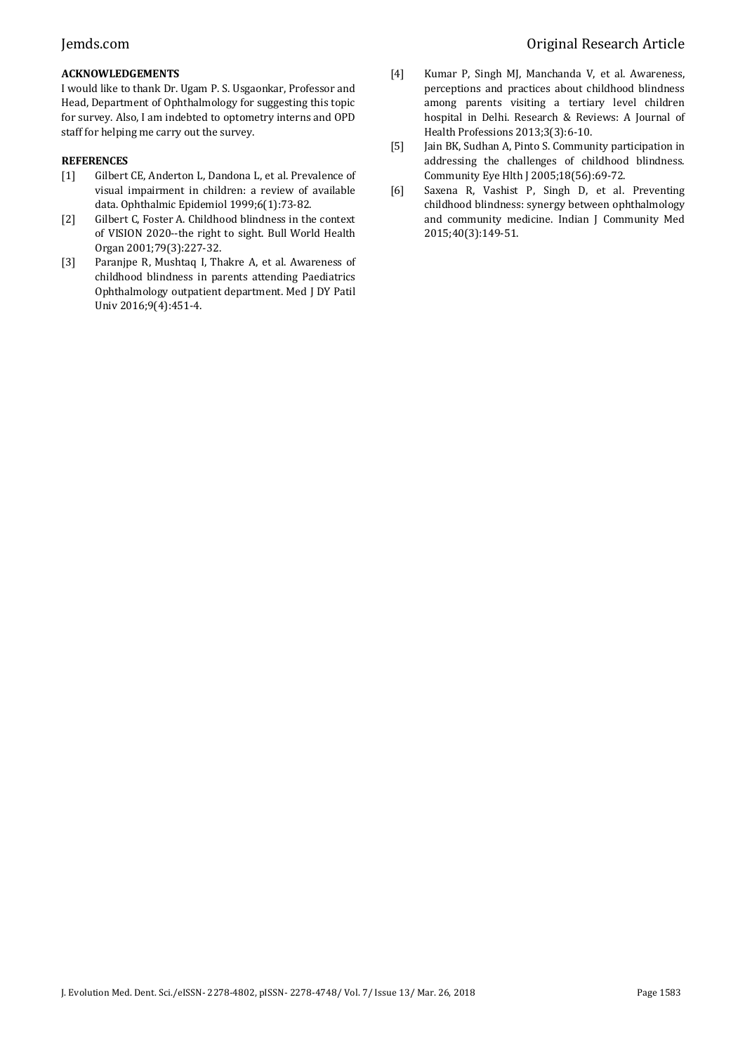**ACKNOWLEDGEMENTS**

I would like to thank Dr. Ugam P. S. Usgaonkar, Professor and Head, Department of Ophthalmology for suggesting this topic for survey. Also, I am indebted to optometry interns and OPD staff for helping me carry out the survey.

**REFERENCES**

[1] Gilbert CE, Anderton L, Dandona L, et al. Prevalence of visual impairment in children: a review of available data. Ophthalmic Epidemiol 1999;6(1):73-82.

[2] Gilbert C, Foster A. Childhood blindness in the context of VISION 2020--the right to sight. Bull World Health Organ 2001;79(3):227-32.

[3] Paranjpe R, Mushtaq I, Thakre A, et al. Awareness of childhood blindness in parents attending Paediatrics Ophthalmology outpatient department. Med J DY Patil Univ 2016;9(4):451-4.

[4] Kumar P, Singh MJ, Manchanda V, et al. Awareness, perceptions and practices about childhood blindness among parents visiting a tertiary level children hospital in Delhi. Research & Reviews: A Journal of Health Professions 2013;3(3):6-10.

[5] Jain BK, Sudhan A, Pinto S. Community participation in addressing the challenges of childhood blindness. Community Eye Hlth J 2005;18(56):69-72.

[6] Saxena R, Vashist P, Singh D, et al. Preventing childhood blindness: synergy between ophthalmology and community medicine. Indian J Community Med 2015;40(3):149-51.